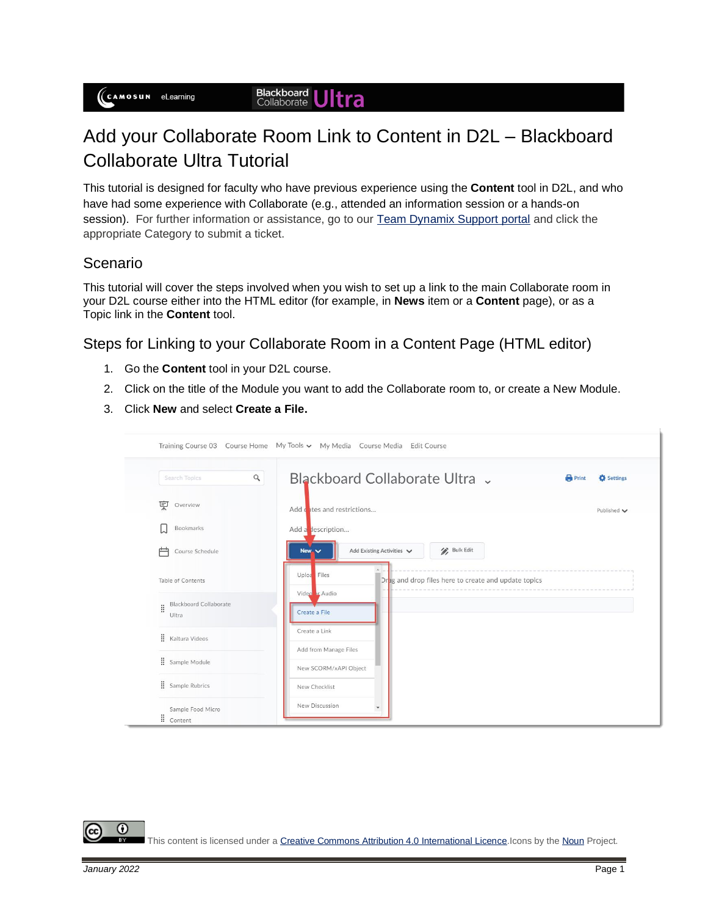# Add your Collaborate Room Link to Content in D2L – Blackboard Collaborate Ultra Tutorial

This tutorial is designed for faculty who have previous experience using the **Content** tool in D2L, and who have had some experience with Collaborate (e.g., attended an information session or a hands-on session). For further information or assistance, go to our [Team Dynamix Support portal]() and click the appropriate Category to submit a ticket.

## Scenario

This tutorial will cover the steps involved when you wish to set up a link to the main Collaborate room in your D2L course either into the HTML editor (for example, in **News** item or a **Content** page), or as a Topic link in the **Content** tool.

## Steps for Linking to your Collaborate Room in a Content Page (HTML editor)

1. Go the **Content** tool in your D2L course.
2. Click on the title of the Module you want to add the Collaborate room to, or create a New Module.
3. Click **New** and select **Create a File.**

This content is licensed under a [Creative Commons Attribution 4.0 International Licence](). Icons by the [Noun]() Project.

*January 2022*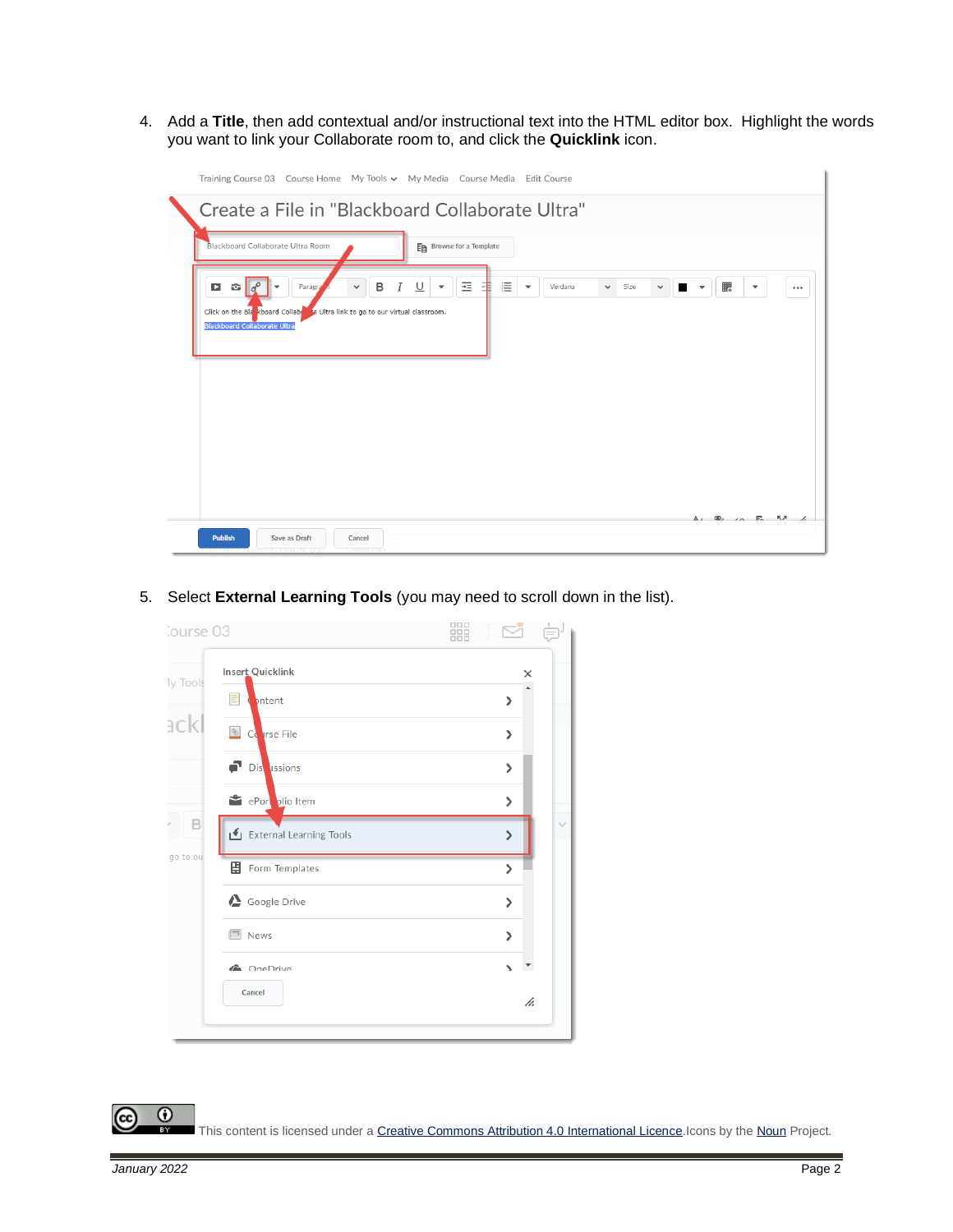4. Add a **Title**, then add contextual and/or instructional text into the HTML editor box. Highlight the words you want to link your Collaborate room to, and click the **Quicklink** icon.

5. Select **External Learning Tools** (you may need to scroll down in the list).

This content is licensed under a Creative Commons Attribution 4.0 International Licence. Icons by the Noun Project.

January 2022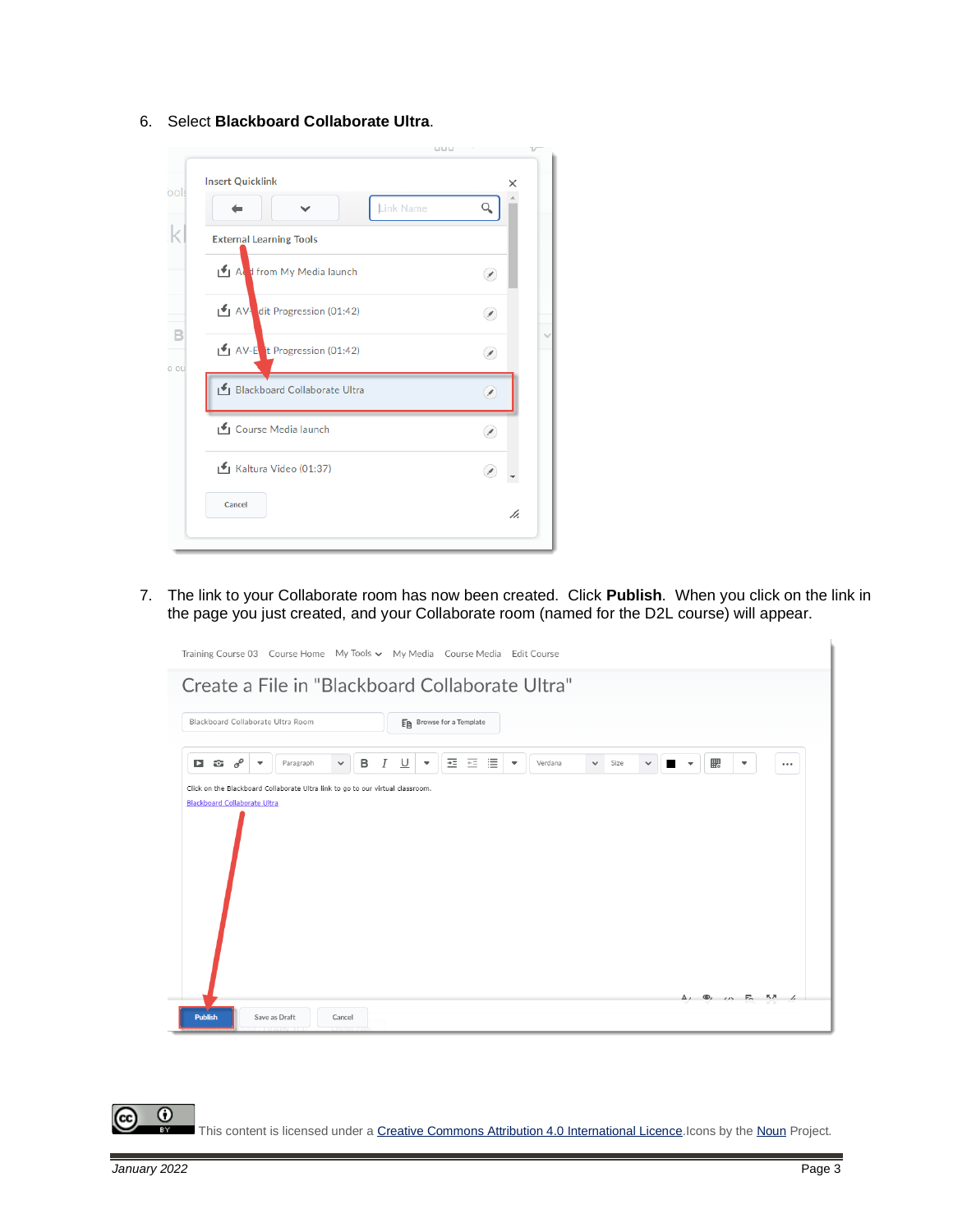6. Select **Blackboard Collaborate Ultra**.

7. The link to your Collaborate room has now been created. Click **Publish**. When you click on the link in the page you just created, and your Collaborate room (named for the D2L course) will appear.

This content is licensed under a [Creative Commons Attribution 4.0 International Licence](). Icons by the [Noun]() Project.

*January 2022*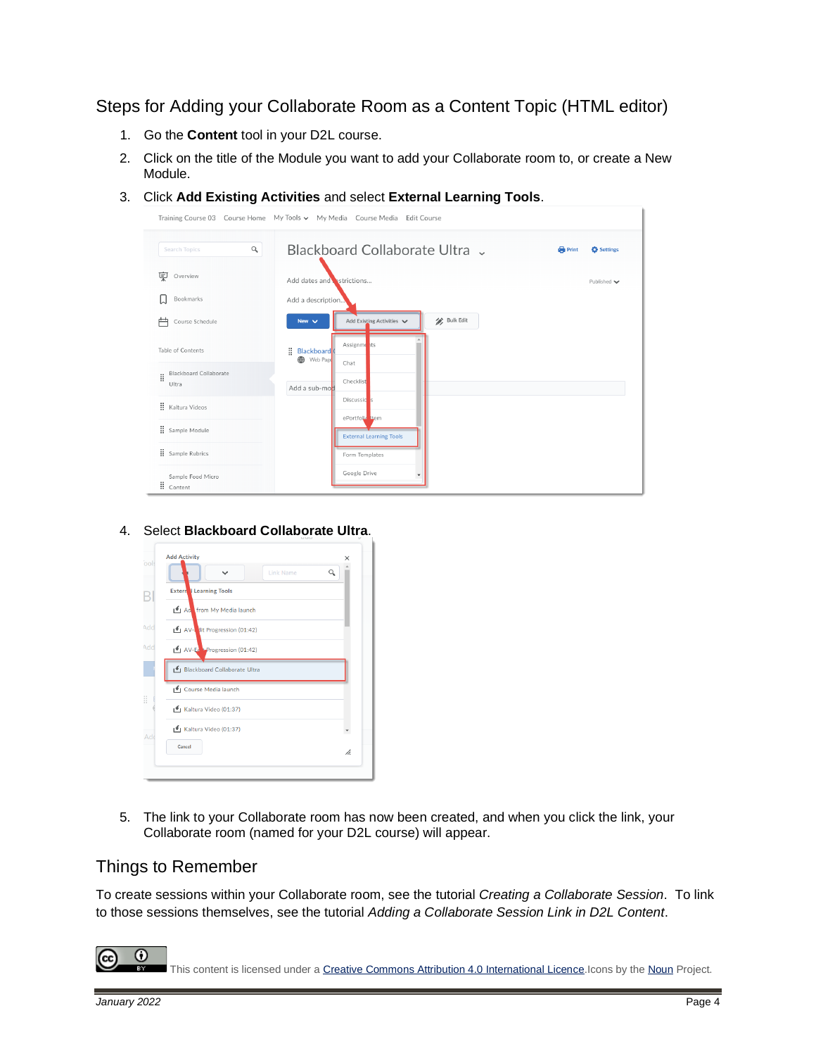## Steps for Adding your Collaborate Room as a Content Topic (HTML editor)

1. Go the **Content** tool in your D2L course.
2. Click on the title of the Module you want to add your Collaborate room to, or create a New Module.
3. Click **Add Existing Activities** and select **External Learning Tools**.
4. Select **Blackboard Collaborate Ultra**.
5. The link to your Collaborate room has now been created, and when you click the link, your Collaborate room (named for your D2L course) will appear.

## Things to Remember

To create sessions within your Collaborate room, see the tutorial *Creating a Collaborate Session*. To link to those sessions themselves, see the tutorial *Adding a Collaborate Session Link in D2L Content*.

This content is licensed under a Creative Commons Attribution 4.0 International Licence. Icons by the Noun Project.

*January 2022*